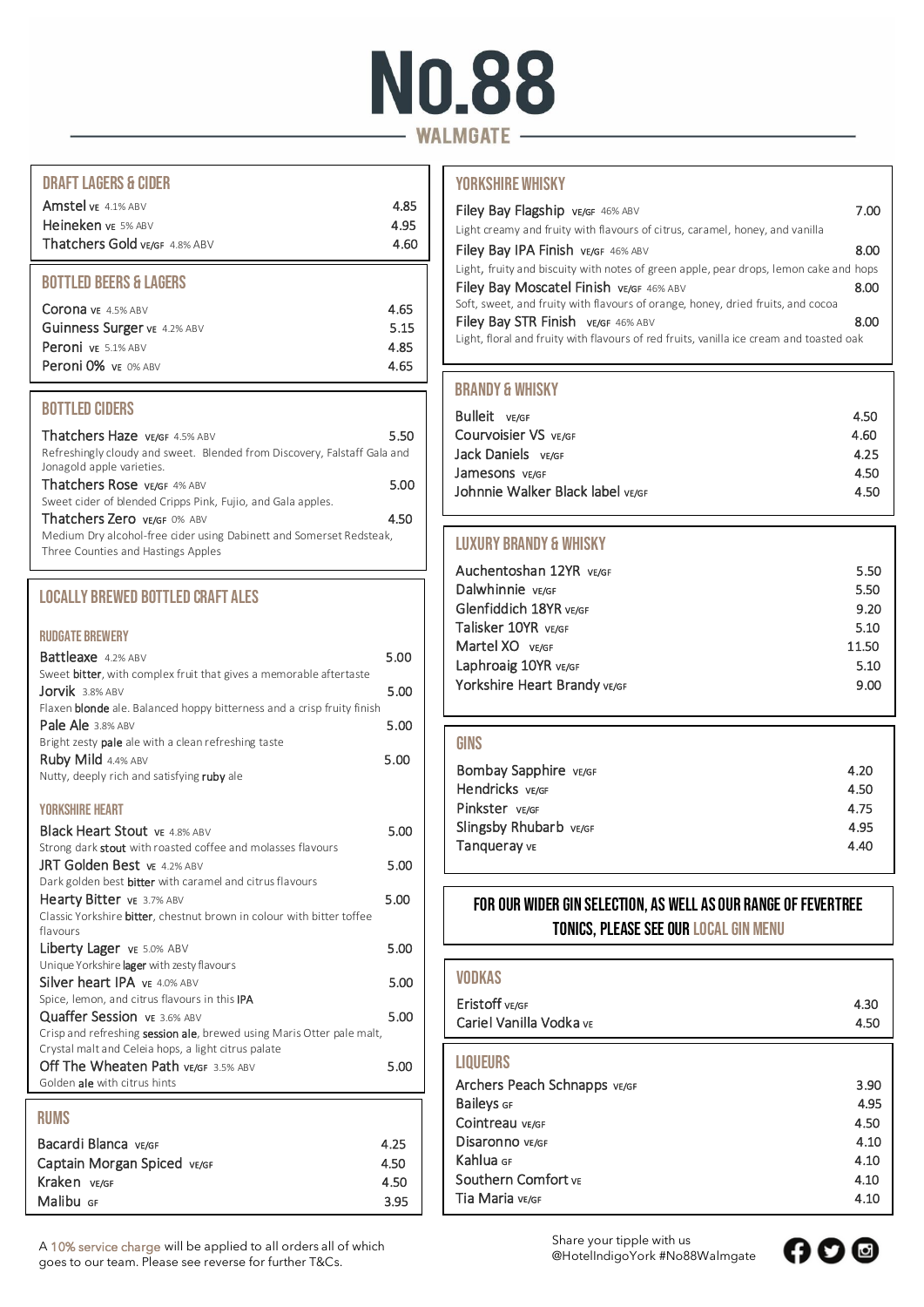# No.88

## WALMGATE

## DRAFT LAGERS & CIDER

| | |
|---|---|
| Amstel VE 4.1% ABV | 4.85 |
| Heineken VE 5% ABV | 4.95 |
| Thatchers Gold VE/GF 4.8% ABV | 4.60 |

## BOTTLED BEERS & LAGERS

| | |
|---|---|
| Corona VE 4.5% ABV | 4.65 |
| Guinness Surger VE 4.2% ABV | 5.15 |
| Peroni VE 5.1% ABV | 4.85 |
| Peroni 0% VE 0% ABV | 4.65 |

## BOTTLED CIDERS

**Thatchers Haze** VE/GF 4.5% ABV — 5.50
Refreshingly cloudy and sweet. Blended from Discovery, Falstaff Gala and Jonagold apple varieties.

**Thatchers Rose** VE/GF 4% ABV — 5.00
Sweet cider of blended Cripps Pink, Fujio, and Gala apples.

**Thatchers Zero** VE/GF 0% ABV — 4.50
Medium Dry alcohol-free cider using Dabinett and Somerset Redsteak, Three Counties and Hastings Apples

## LOCALLY BREWED BOTTLED CRAFT ALES

### RUDGATE BREWERY

**Battleaxe** 4.2% ABV — 5.00
Sweet **bitter**, with complex fruit that gives a memorable aftertaste

**Jorvik** 3.8% ABV — 5.00
Flaxen **blonde** ale. Balanced hoppy bitterness and a crisp fruity finish

**Pale Ale** 3.8% ABV — 5.00
Bright zesty **pale** ale with a clean refreshing taste

**Ruby Mild** 4.4% ABV — 5.00
Nutty, deeply rich and satisfying **ruby** ale

### YORKSHIRE HEART

**Black Heart Stout** VE 4.8% ABV — 5.00
Strong dark **stout** with roasted coffee and molasses flavours

**JRT Golden Best** VE 4.2% ABV — 5.00
Dark golden best **bitter** with caramel and citrus flavours

**Hearty Bitter** VE 3.7% ABV — 5.00
Classic Yorkshire **bitter**, chestnut brown in colour with bitter toffee flavours

**Liberty Lager** VE 5.0% ABV — 5.00
Unique Yorkshire **lager** with zesty flavours

**Silver heart IPA** VE 4.0% ABV — 5.00
Spice, lemon, and citrus flavours in this **IPA**

**Quaffer Session** VE 3.6% ABV — 5.00
Crisp and refreshing **session ale**, brewed using Maris Otter pale malt, Crystal malt and Celeia hops, a light citrus palate

**Off The Wheaten Path** VE/GF 3.5% ABV — 5.00
Golden **ale** with citrus hints

## RUMS

| | |
|---|---|
| Bacardi Blanca VE/GF | 4.25 |
| Captain Morgan Spiced VE/GF | 4.50 |
| Kraken VE/GF | 4.50 |
| Malibu GF | 3.95 |

## YORKSHIRE WHISKY

**Filey Bay Flagship** VE/GF 46% ABV — 7.00
Light creamy and fruity with flavours of citrus, caramel, honey, and vanilla

**Filey Bay IPA Finish** VE/GF 46% ABV — 8.00
Light, fruity and biscuity with notes of green apple, pear drops, lemon cake and hops

**Filey Bay Moscatel Finish** VE/GF 46% ABV — 8.00
Soft, sweet, and fruity with flavours of orange, honey, dried fruits, and cocoa

**Filey Bay STR Finish** VE/GF 46% ABV — 8.00
Light, floral and fruity with flavours of red fruits, vanilla ice cream and toasted oak

## BRANDY & WHISKY

| | |
|---|---|
| Bulleit VE/GF | 4.50 |
| Courvoisier VS VE/GF | 4.60 |
| Jack Daniels VE/GF | 4.25 |
| Jamesons VE/GF | 4.50 |
| Johnnie Walker Black label VE/GF | 4.50 |

## LUXURY BRANDY & WHISKY

| | |
|---|---|
| Auchentoshan 12YR VE/GF | 5.50 |
| Dalwhinnie VE/GF | 5.50 |
| Glenfiddich 18YR VE/GF | 9.20 |
| Talisker 10YR VE/GF | 5.10 |
| Martel XO VE/GF | 11.50 |
| Laphroaig 10YR VE/GF | 5.10 |
| Yorkshire Heart Brandy VE/GF | 9.00 |

## GINS

| | |
|---|---|
| Bombay Sapphire VE/GF | 4.20 |
| Hendricks VE/GF | 4.50 |
| Pinkster VE/GF | 4.75 |
| Slingsby Rhubarb VE/GF | 4.95 |
| Tanqueray VE | 4.40 |

**FOR OUR WIDER GIN SELECTION, AS WELL AS OUR RANGE OF FEVERTREE TONICS, PLEASE SEE OUR LOCAL GIN MENU**

## VODKAS

| | |
|---|---|
| Eristoff VE/GF | 4.30 |
| Cariel Vanilla Vodka VE | 4.50 |

## LIQUEURS

| | |
|---|---|
| Archers Peach Schnapps VE/GF | 3.90 |
| Baileys GF | 4.95 |
| Cointreau VE/GF | 4.50 |
| Disaronno VE/GF | 4.10 |
| Kahlua GF | 4.10 |
| Southern Comfort VE | 4.10 |
| Tia Maria VE/GF | 4.10 |

A 10% service charge will be applied to all orders all of which goes to our team. Please see reverse for further T&Cs.

Share your tipple with us @HotelIndigoYork #No88Walmgate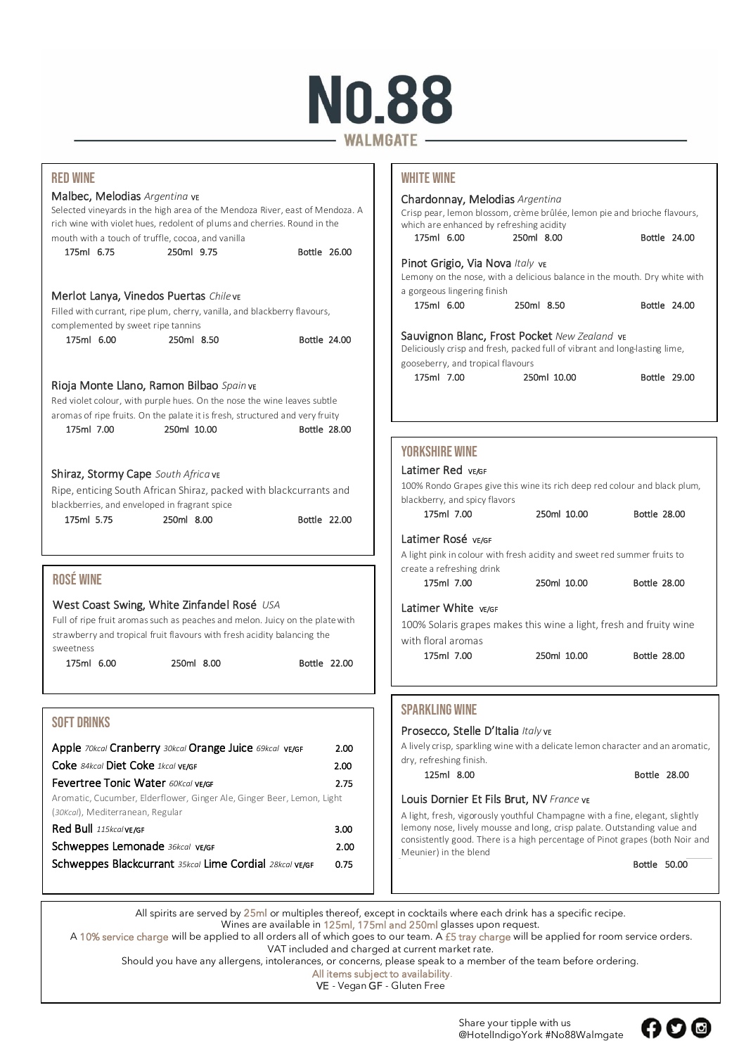# No.88

## WALMGATE

## RED WINE

### Malbec, Melodias *Argentina* VE

Selected vineyards in the high area of the Mendoza River, east of Mendoza. A rich wine with violet hues, redolent of plums and cherries. Round in the mouth with a touch of truffle, cocoa, and vanilla

175ml 6.75 | 250ml 9.75 | Bottle 26.00

### Merlot Lanya, Vinedos Puertas *Chile* VE

Filled with currant, ripe plum, cherry, vanilla, and blackberry flavours, complemented by sweet ripe tannins

175ml 6.00 | 250ml 8.50 | Bottle 24.00

### Rioja Monte Llano, Ramon Bilbao *Spain* VE

Red violet colour, with purple hues. On the nose the wine leaves subtle aromas of ripe fruits. On the palate it is fresh, structured and very fruity

175ml 7.00 | 250ml 10.00 | Bottle 28.00

### Shiraz, Stormy Cape *South Africa* VE

Ripe, enticing South African Shiraz, packed with blackcurrants and blackberries, and enveloped in fragrant spice

175ml 5.75 | 250ml 8.00 | Bottle 22.00

## ROSÉ WINE

### West Coast Swing, White Zinfandel Rosé *USA*

Full of ripe fruit aromas such as peaches and melon. Juicy on the plate with strawberry and tropical fruit flavours with fresh acidity balancing the sweetness

175ml 6.00 | 250ml 8.00 | Bottle 22.00

## SOFT DRINKS

| | |
|---|---|
| Apple *70kcal* Cranberry *30kcal* Orange Juice *69kcal* VE/GF | 2.00 |
| Coke *84kcal* Diet Coke *1kcal* VE/GF | 2.00 |
| Fevertree Tonic Water *60Kcal* VE/GF | 2.75 |
| Aromatic, Cucumber, Elderflower, Ginger Ale, Ginger Beer, Lemon, Light (*30Kcal*), Mediterranean, Regular | |
| Red Bull *115kcal* VE/GF | 3.00 |
| Schweppes Lemonade *36kcal* VE/GF | 2.00 |
| Schweppes Blackcurrant *35kcal* Lime Cordial *28kcal* VE/GF | 0.75 |

## WHITE WINE

### Chardonnay, Melodias *Argentina*

Crisp pear, lemon blossom, crème brûlée, lemon pie and brioche flavours, which are enhanced by refreshing acidity

175ml 6.00 | 250ml 8.00 | Bottle 24.00

### Pinot Grigio, Via Nova *Italy* VE

Lemony on the nose, with a delicious balance in the mouth. Dry white with a gorgeous lingering finish

175ml 6.00 | 250ml 8.50 | Bottle 24.00

### Sauvignon Blanc, Frost Pocket *New Zealand* VE

Deliciously crisp and fresh, packed full of vibrant and long-lasting lime, gooseberry, and tropical flavours

175ml 7.00 | 250ml 10.00 | Bottle 29.00

## YORKSHIRE WINE

### Latimer Red VE/GF

100% Rondo Grapes give this wine its rich deep red colour and black plum, blackberry, and spicy flavors

175ml 7.00 | 250ml 10.00 | Bottle 28.00

### Latimer Rosé VE/GF

A light pink in colour with fresh acidity and sweet red summer fruits to create a refreshing drink

175ml 7.00 | 250ml 10.00 | Bottle 28.00

### Latimer White VE/GF

100% Solaris grapes makes this wine a light, fresh and fruity wine with floral aromas

175ml 7.00 | 250ml 10.00 | Bottle 28.00

## SPARKLING WINE

### Prosecco, Stelle D'Italia *Italy* VE

A lively crisp, sparkling wine with a delicate lemon character and an aromatic, dry, refreshing finish.

125ml 8.00 | Bottle 28.00

### Louis Dornier Et Fils Brut, NV *France* VE

A light, fresh, vigorously youthful Champagne with a fine, elegant, slightly lemony nose, lively mousse and long, crisp palate. Outstanding value and consistently good. There is a high percentage of Pinot grapes (both Noir and Meunier) in the blend

Bottle 50.00

---

All spirits are served by 25ml or multiples thereof, except in cocktails where each drink has a specific recipe.
Wines are available in 125ml, 175ml and 250ml glasses upon request.
A 10% service charge will be applied to all orders all of which goes to our team. A £5 tray charge will be applied for room service orders.
VAT included and charged at current market rate.
Should you have any allergens, intolerances, or concerns, please speak to a member of the team before ordering.
All items subject to availability.
VE - Vegan GF - Gluten Free

Share your tipple with us
@HotelIndigoYork #No88Walmgate